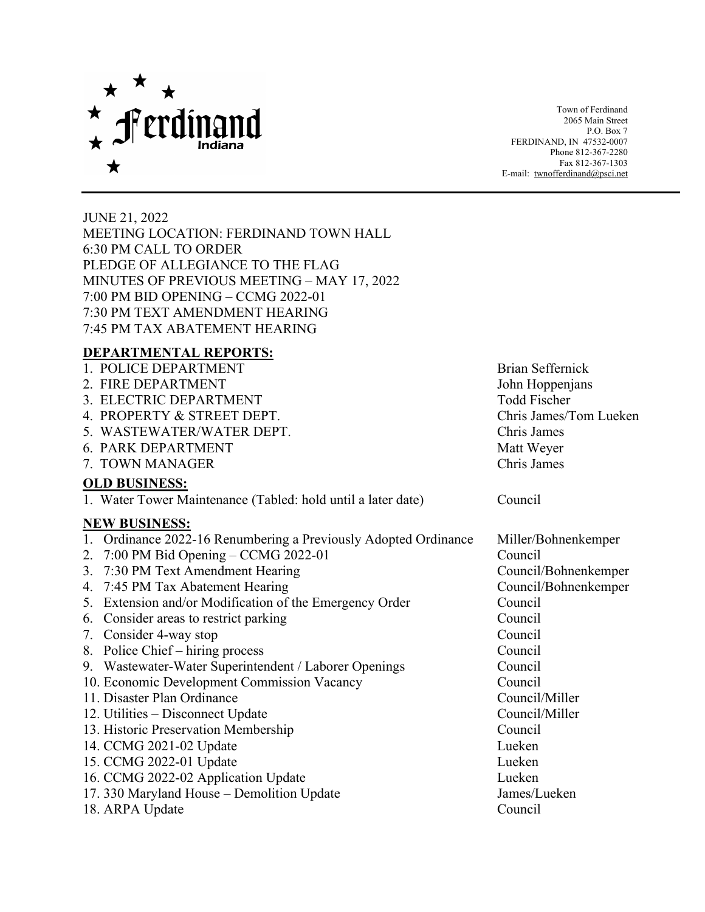Ferdinand
Indiana

Town of Ferdinand
2065 Main Street
P.O. Box 7
FERDINAND, IN 47532-0007
Phone 812-367-2280
Fax 812-367-1303
E-mail: twnofferdinand@psci.net

---

JUNE 21, 2022
MEETING LOCATION: FERDINAND TOWN HALL
6:30 PM CALL TO ORDER
PLEDGE OF ALLEGIANCE TO THE FLAG
MINUTES OF PREVIOUS MEETING – MAY 17, 2022
7:00 PM BID OPENING – CCMG 2022-01
7:30 PM TEXT AMENDMENT HEARING
7:45 PM TAX ABATEMENT HEARING

## DEPARTMENTAL REPORTS:

1. POLICE DEPARTMENT — Brian Seffernick
2. FIRE DEPARTMENT — John Hoppenjans
3. ELECTRIC DEPARTMENT — Todd Fischer
4. PROPERTY & STREET DEPT. — Chris James/Tom Lueken
5. WASTEWATER/WATER DEPT. — Chris James
6. PARK DEPARTMENT — Matt Weyer
7. TOWN MANAGER — Chris James

## OLD BUSINESS:

1. Water Tower Maintenance (Tabled: hold until a later date) — Council

## NEW BUSINESS:

1. Ordinance 2022-16 Renumbering a Previously Adopted Ordinance — Miller/Bohnenkemper
2. 7:00 PM Bid Opening – CCMG 2022-01 — Council
3. 7:30 PM Text Amendment Hearing — Council/Bohnenkemper
4. 7:45 PM Tax Abatement Hearing — Council/Bohnenkemper
5. Extension and/or Modification of the Emergency Order — Council
6. Consider areas to restrict parking — Council
7. Consider 4-way stop — Council
8. Police Chief – hiring process — Council
9. Wastewater-Water Superintendent / Laborer Openings — Council
10. Economic Development Commission Vacancy — Council
11. Disaster Plan Ordinance — Council/Miller
12. Utilities – Disconnect Update — Council/Miller
13. Historic Preservation Membership — Council
14. CCMG 2021-02 Update — Lueken
15. CCMG 2022-01 Update — Lueken
16. CCMG 2022-02 Application Update — Lueken
17. 330 Maryland House – Demolition Update — James/Lueken
18. ARPA Update — Council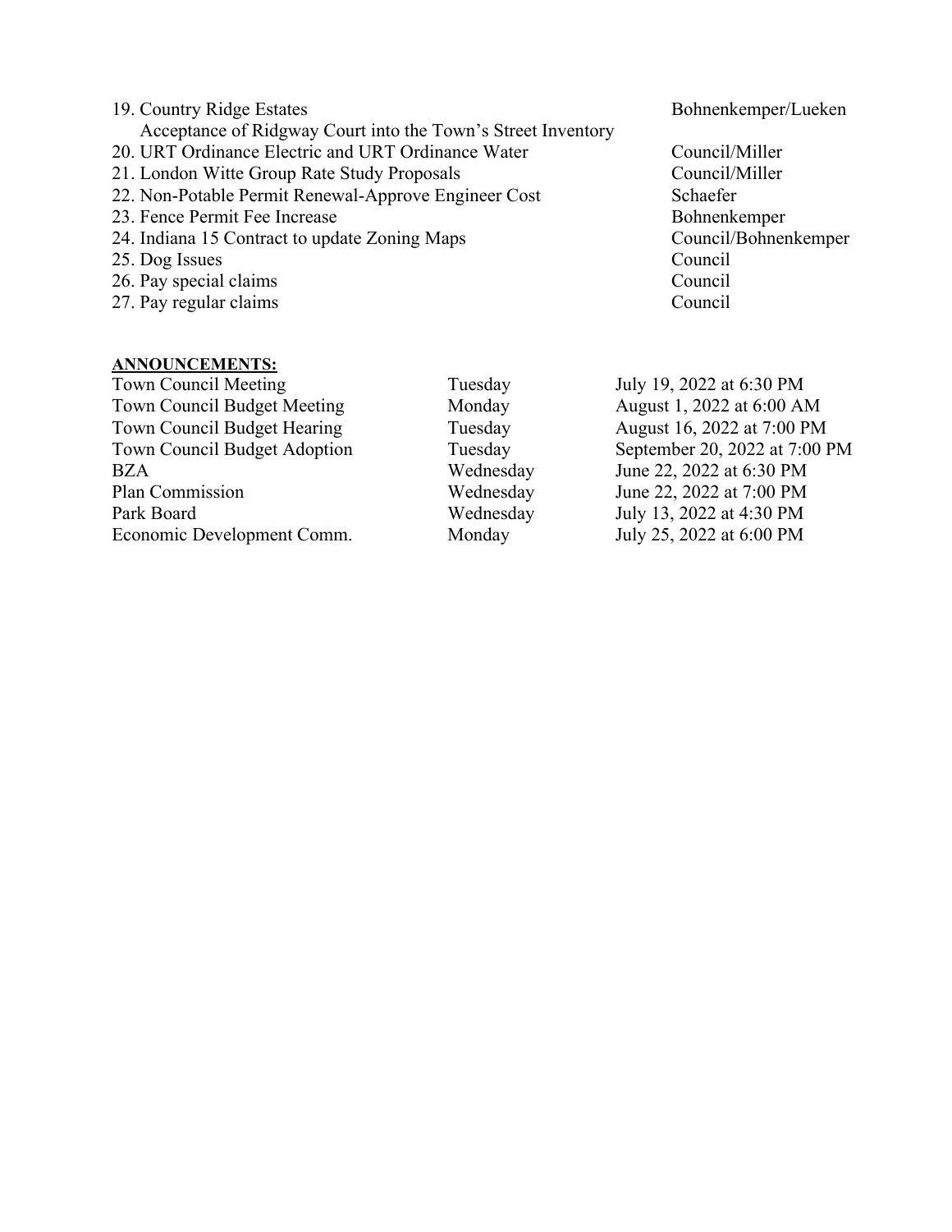19. Country Ridge Estates — Bohnenkemper/Lueken
    Acceptance of Ridgway Court into the Town's Street Inventory
20. URT Ordinance Electric and URT Ordinance Water — Council/Miller
21. London Witte Group Rate Study Proposals — Council/Miller
22. Non-Potable Permit Renewal-Approve Engineer Cost — Schaefer
23. Fence Permit Fee Increase — Bohnenkemper
24. Indiana 15 Contract to update Zoning Maps — Council/Bohnenkemper
25. Dog Issues — Council
26. Pay special claims — Council
27. Pay regular claims — Council

**ANNOUNCEMENTS:**

| | | |
|---|---|---|
| Town Council Meeting | Tuesday | July 19, 2022 at 6:30 PM |
| Town Council Budget Meeting | Monday | August 1, 2022 at 6:00 AM |
| Town Council Budget Hearing | Tuesday | August 16, 2022 at 7:00 PM |
| Town Council Budget Adoption | Tuesday | September 20, 2022 at 7:00 PM |
| BZA | Wednesday | June 22, 2022 at 6:30 PM |
| Plan Commission | Wednesday | June 22, 2022 at 7:00 PM |
| Park Board | Wednesday | July 13, 2022 at 4:30 PM |
| Economic Development Comm. | Monday | July 25, 2022 at 6:00 PM |